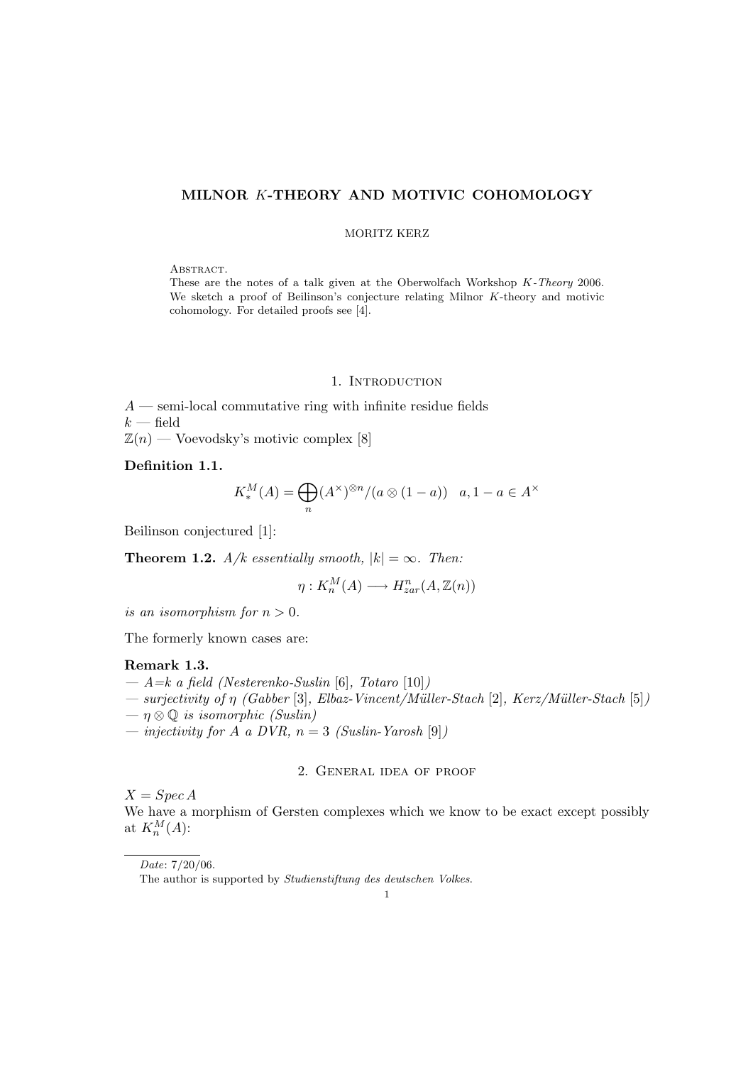# MILNOR $K$-THEORY AND MOTIVIC COHOMOLOGY

MORITZ KERZ

ABSTRACT.
These are the notes of a talk given at the Oberwolfach Workshop *K-Theory* 2006. We sketch a proof of Beilinson's conjecture relating Milnor $K$-theory and motivic cohomology. For detailed proofs see [4].

## 1. Introduction

$A$ — semi-local commutative ring with infinite residue fields
$k$ — field
$\mathbb{Z}(n)$ — Voevodsky's motivic complex [8]

**Definition 1.1.**

$$K_*^M(A) = \bigoplus_n (A^\times)^{\otimes n} / (a \otimes (1-a)) \quad a, 1-a \in A^\times$$

Beilinson conjectured [1]:

**Theorem 1.2.** *$A/k$ essentially smooth, $|k| = \infty$. Then:*

$$\eta : K_n^M(A) \longrightarrow H^n_{zar}(A, \mathbb{Z}(n))$$

*is an isomorphism for $n > 0$.*

The formerly known cases are:

**Remark 1.3.**
— *$A$=$k$ a field (Nesterenko-Suslin [6], Totaro [10])*
— *surjectivity of $\eta$ (Gabber [3], Elbaz-Vincent/Müller-Stach [2], Kerz/Müller-Stach [5])*
— *$\eta \otimes \mathbb{Q}$ is isomorphic (Suslin)*
— *injectivity for $A$ a DVR, $n = 3$ (Suslin-Yarosh [9])*

## 2. General idea of proof

$X = Spec\, A$
We have a morphism of Gersten complexes which we know to be exact except possibly at $K_n^M(A)$:

---

*Date*: 7/20/06.
The author is supported by *Studienstiftung des deutschen Volkes*.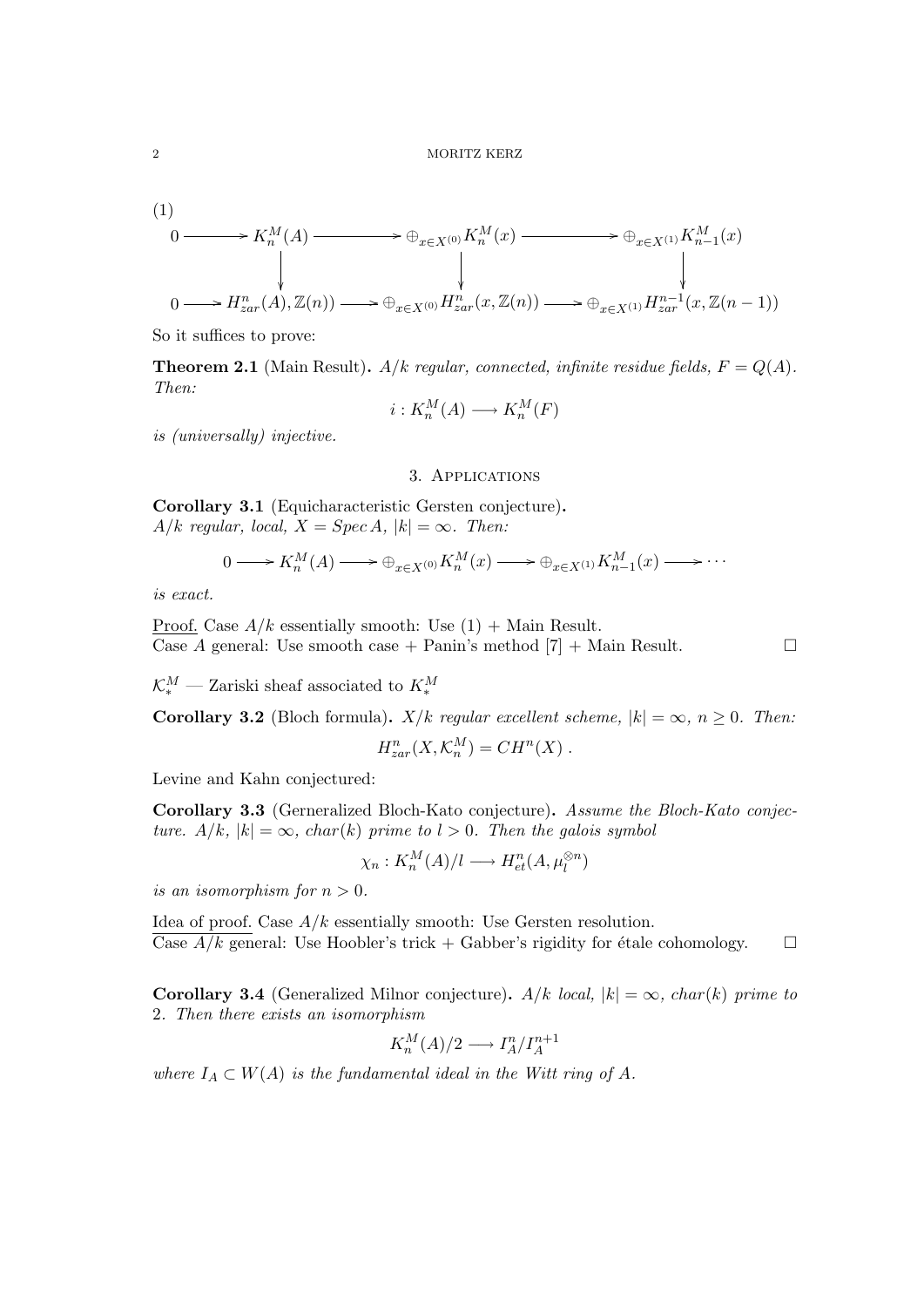(1)

$$
\begin{array}{ccccccc}
0 \longrightarrow & K_n^M(A) & \longrightarrow & \oplus_{x\in X^{(0)}} K_n^M(x) & \longrightarrow & \oplus_{x\in X^{(1)}} K_{n-1}^M(x) \\
& \downarrow & & \downarrow & & \downarrow \\
0 \longrightarrow & H^n_{zar}(A), \mathbb{Z}(n)) & \longrightarrow & \oplus_{x\in X^{(0)}} H^n_{zar}(x, \mathbb{Z}(n)) & \longrightarrow & \oplus_{x\in X^{(1)}} H^{n-1}_{zar}(x, \mathbb{Z}(n-1))
\end{array}
$$

So it suffices to prove:

**Theorem 2.1** (Main Result)**.** *$A/k$ regular, connected, infinite residue fields, $F = Q(A)$. Then:*

$$i : K_n^M(A) \longrightarrow K_n^M(F)$$

*is (universally) injective.*

## 3. Applications

**Corollary 3.1** (Equicharacteristic Gersten conjecture)**.**
*$A/k$ regular, local, $X = Spec\, A$, $|k| = \infty$. Then:*

$$0 \longrightarrow K_n^M(A) \longrightarrow \oplus_{x\in X^{(0)}} K_n^M(x) \longrightarrow \oplus_{x\in X^{(1)}} K_{n-1}^M(x) \longrightarrow \cdots$$

*is exact.*

<u>Proof.</u> Case $A/k$ essentially smooth: Use (1) + Main Result.
Case $A$ general: Use smooth case + Panin's method [7] + Main Result. □

$\mathcal{K}_*^M$ — Zariski sheaf associated to $K_*^M$

**Corollary 3.2** (Bloch formula)**.** *$X/k$ regular excellent scheme, $|k| = \infty$, $n \geq 0$. Then:*

$$H^n_{zar}(X, \mathcal{K}_n^M) = CH^n(X)\ .$$

Levine and Kahn conjectured:

**Corollary 3.3** (Gerneralized Bloch-Kato conjecture)**.** *Assume the Bloch-Kato conjecture. $A/k$, $|k| = \infty$, $char(k)$ prime to $l > 0$. Then the galois symbol*

$$\chi_n : K_n^M(A)/l \longrightarrow H^n_{et}(A, \mu_l^{\otimes n})$$

*is an isomorphism for $n > 0$.*

<u>Idea of proof.</u> Case $A/k$ essentially smooth: Use Gersten resolution.
Case $A/k$ general: Use Hoobler's trick + Gabber's rigidity for étale cohomology. □

**Corollary 3.4** (Generalized Milnor conjecture)**.** *$A/k$ local, $|k| = \infty$, $char(k)$ prime to 2. Then there exists an isomorphism*

$$K_n^M(A)/2 \longrightarrow I_A^n / I_A^{n+1}$$

*where $I_A \subset W(A)$ is the fundamental ideal in the Witt ring of $A$.*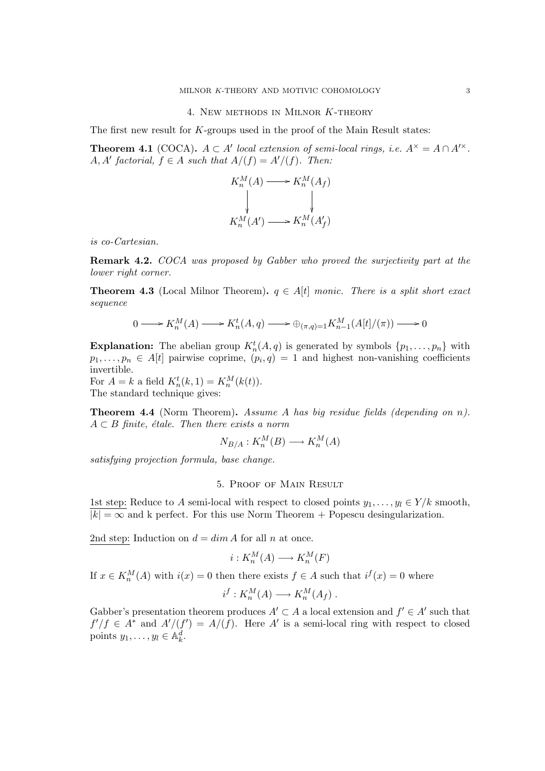## 4. New methods in Milnor $K$-theory

The first new result for $K$-groups used in the proof of the Main Result states:

**Theorem 4.1** (COCA)**.** *$A \subset A'$ local extension of semi-local rings, i.e. $A^\times = A \cap A'^\times$. $A, A'$ factorial, $f \in A$ such that $A/(f) = A'/(f)$. Then:*

$$\begin{array}{ccc} K_n^M(A) & \longrightarrow & K_n^M(A_f) \\ \downarrow & & \downarrow \\ K_n^M(A') & \longrightarrow & K_n^M(A'_f) \end{array}$$

*is co-Cartesian.*

**Remark 4.2.** *COCA was proposed by Gabber who proved the surjectivity part at the lower right corner.*

**Theorem 4.3** (Local Milnor Theorem)**.** *$q \in A[t]$ monic. There is a split short exact sequence*

$$0 \longrightarrow K_n^M(A) \longrightarrow K_n^t(A,q) \longrightarrow \oplus_{(\pi,q)=1} K_{n-1}^M(A[t]/(\pi)) \longrightarrow 0$$

**Explanation:** The abelian group $K_n^t(A,q)$ is generated by symbols $\{p_1, \ldots, p_n\}$ with $p_1, \ldots, p_n \in A[t]$ pairwise coprime, $(p_i, q) = 1$ and highest non-vanishing coefficients invertible.
For $A = k$ a field $K_n^t(k, 1) = K_n^M(k(t))$.
The standard technique gives:

**Theorem 4.4** (Norm Theorem)**.** *Assume $A$ has big residue fields (depending on $n$). $A \subset B$ finite, étale. Then there exists a norm*

$$N_{B/A} : K_n^M(B) \longrightarrow K_n^M(A)$$

*satisfying projection formula, base change.*

## 5. Proof of Main Result

1st step: Reduce to $A$ semi-local with respect to closed points $y_1, \ldots, y_l \in Y/k$ smooth, $|k| = \infty$ and k perfect. For this use Norm Theorem + Popescu desingularization.

2nd step: Induction on $d = dim\, A$ for all $n$ at once.

$$i : K_n^M(A) \longrightarrow K_n^M(F)$$

If $x \in K_n^M(A)$ with $i(x) = 0$ then there exists $f \in A$ such that $i^f(x) = 0$ where

$$i^f : K_n^M(A) \longrightarrow K_n^M(A_f)\,.$$

Gabber's presentation theorem produces $A' \subset A$ a local extension and $f' \in A'$ such that $f'/f \in A^*$ and $A'/(f') = A/(f)$. Here $A'$ is a semi-local ring with respect to closed points $y_1, \ldots, y_l \in \mathbb{A}_k^d$.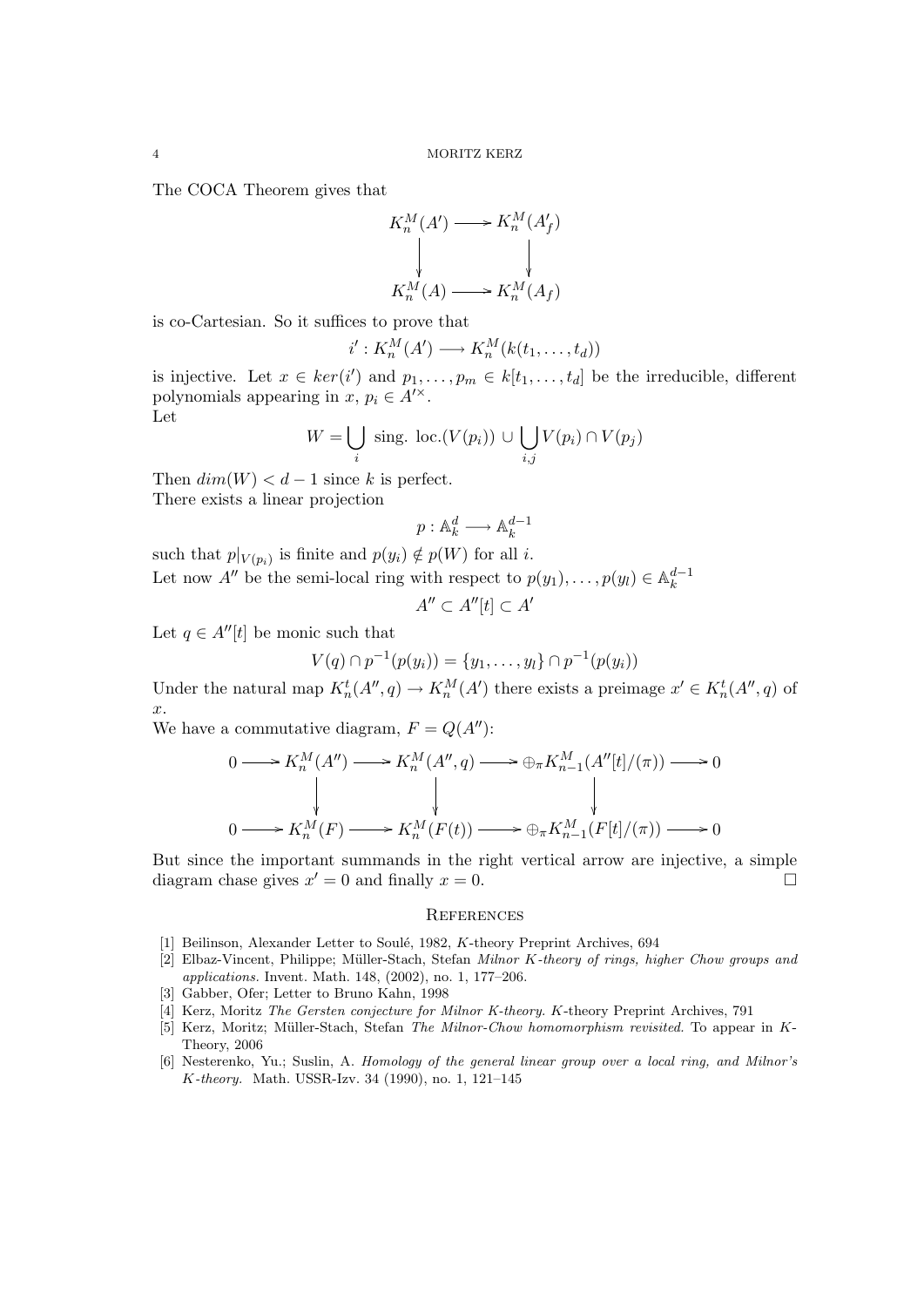The COCA Theorem gives that

$$
\begin{array}{ccc}
K_n^M(A') & \longrightarrow & K_n^M(A'_f) \\
\downarrow & & \downarrow \\
K_n^M(A) & \longrightarrow & K_n^M(A_f)
\end{array}
$$

is co-Cartesian. So it suffices to prove that

$$
i' : K_n^M(A') \longrightarrow K_n^M(k(t_1, \dots, t_d))
$$

is injective. Let $x \in ker(i')$ and $p_1, \dots, p_m \in k[t_1, \dots, t_d]$ be the irreducible, different polynomials appearing in $x$, $p_i \in A'^{\times}$.
Let

$$
W = \bigcup_i \text{ sing. loc.}(V(p_i)) \cup \bigcup_{i,j} V(p_i) \cap V(p_j)
$$

Then $dim(W) < d-1$ since $k$ is perfect.
There exists a linear projection

$$
p : \mathbb{A}_k^d \longrightarrow \mathbb{A}_k^{d-1}
$$

such that $p|_{V(p_i)}$ is finite and $p(y_i) \notin p(W)$ for all $i$.
Let now $A''$ be the semi-local ring with respect to $p(y_1), \dots, p(y_l) \in \mathbb{A}_k^{d-1}$

$$
A'' \subset A''[t] \subset A'
$$

Let $q \in A''[t]$ be monic such that

$$
V(q) \cap p^{-1}(p(y_i)) = \{y_1, \dots, y_l\} \cap p^{-1}(p(y_i))
$$

Under the natural map $K_n^t(A'', q) \to K_n^M(A')$ there exists a preimage $x' \in K_n^t(A'', q)$ of $x$.
We have a commutative diagram, $F = Q(A'')$:

$$
\begin{array}{ccccccccc}
0 & \longrightarrow & K_n^M(A'') & \longrightarrow & K_n^M(A'', q) & \longrightarrow & \oplus_\pi K_{n-1}^M(A''[t]/(\pi)) & \longrightarrow & 0 \\
 & & \downarrow & & \downarrow & & \downarrow & & \\
0 & \longrightarrow & K_n^M(F) & \longrightarrow & K_n^M(F(t)) & \longrightarrow & \oplus_\pi K_{n-1}^M(F[t]/(\pi)) & \longrightarrow & 0
\end{array}
$$

But since the important summands in the right vertical arrow are injective, a simple diagram chase gives $x' = 0$ and finally $x = 0$. □

## References

[1] Beilinson, Alexander Letter to Soulé, 1982, *K*-theory Preprint Archives, 694

[2] Elbaz-Vincent, Philippe; Müller-Stach, Stefan *Milnor K-theory of rings, higher Chow groups and applications.* Invent. Math. 148, (2002), no. 1, 177–206.

[3] Gabber, Ofer; Letter to Bruno Kahn, 1998

[4] Kerz, Moritz *The Gersten conjecture for Milnor K-theory. K*-theory Preprint Archives, 791

[5] Kerz, Moritz; Müller-Stach, Stefan *The Milnor-Chow homomorphism revisited.* To appear in *K*-Theory, 2006

[6] Nesterenko, Yu.; Suslin, A. *Homology of the general linear group over a local ring, and Milnor's K-theory.* Math. USSR-Izv. 34 (1990), no. 1, 121–145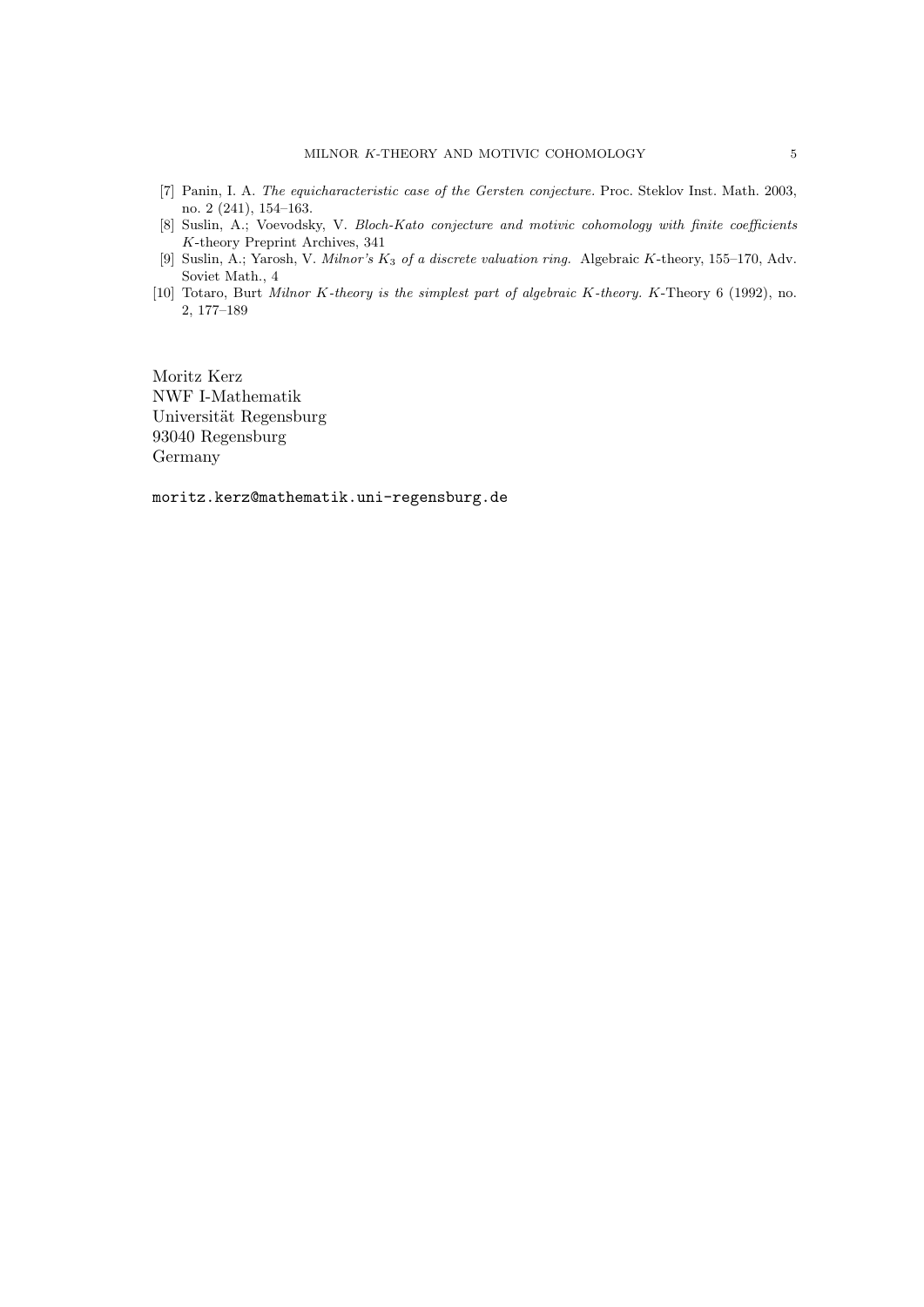[7] Panin, I. A. *The equicharacteristic case of the Gersten conjecture*. Proc. Steklov Inst. Math. 2003, no. 2 (241), 154–163.

[8] Suslin, A.; Voevodsky, V. *Bloch-Kato conjecture and motivic cohomology with finite coefficients* $K$-theory Preprint Archives, 341

[9] Suslin, A.; Yarosh, V. *Milnor's $K_3$ of a discrete valuation ring.* Algebraic $K$-theory, 155–170, Adv. Soviet Math., 4

[10] Totaro, Burt *Milnor $K$-theory is the simplest part of algebraic $K$-theory.* $K$-Theory 6 (1992), no. 2, 177–189

Moritz Kerz
NWF I-Mathematik
Universität Regensburg
93040 Regensburg
Germany

`moritz.kerz@mathematik.uni-regensburg.de`